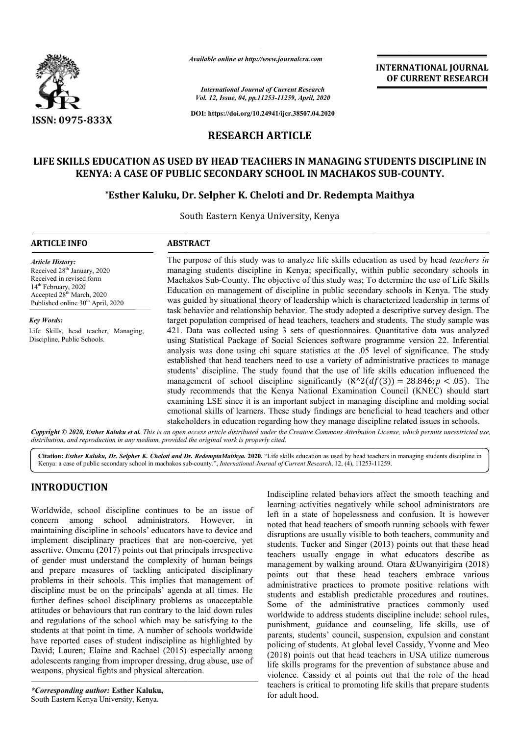*Available online at http://www.journalcra.com*

*International Journal of Current Research*
*Vol. 12, Issue, 04, pp.11253-11259, April, 2020*

**DOI: https://doi.org/10.24941/ijcr.38507.04.2020**

**INTERNATIONAL JOURNAL OF CURRENT RESEARCH**

**ISSN: 0975-833X**

## RESEARCH ARTICLE

# LIFE SKILLS EDUCATION AS USED BY HEAD TEACHERS IN MANAGING STUDENTS DISCIPLINE IN KENYA: A CASE OF PUBLIC SECONDARY SCHOOL IN MACHAKOS SUB-COUNTY.

**\*Esther Kaluku, Dr. Selpher K. Cheloti and Dr. Redempta Maithya**

South Eastern Kenya University, Kenya

### ARTICLE INFO

*Article History:*
Received 28th January, 2020
Received in revised form
14th February, 2020
Accepted 28th March, 2020
Published online 30th April, 2020

*Key Words:*
Life Skills, head teacher, Managing, Discipline, Public Schools.

### ABSTRACT

The purpose of this study was to analyze life skills education as used by head *teachers in* managing students discipline in Kenya; specifically, within public secondary schools in Machakos Sub-County. The objective of this study was; To determine the use of Life Skills Education on management of discipline in public secondary schools in Kenya. The study was guided by situational theory of leadership which is characterized leadership in terms of task behavior and relationship behavior. The study adopted a descriptive survey design. The target population comprised of head teachers, teachers and students. The study sample was 421. Data was collected using 3 sets of questionnaires. Quantitative data was analyzed using Statistical Package of Social Sciences software programme version 22. Inferential analysis was done using chi square statistics at the .05 level of significance. The study established that head teachers need to use a variety of administrative practices to manage students' discipline. The study found that the use of life skills education influenced the management of school discipline significantly ($\aleph$^2$(df(3)) = 28.846; p < .05$). The study recommends that the Kenya National Examination Council (KNEC) should start examining LSE since it is an important subject in managing discipline and molding social emotional skills of learners. These study findings are beneficial to head teachers and other stakeholders in education regarding how they manage discipline related issues in schools.

***Copyright © 2020, Esther Kaluku et al.*** *This is an open access article distributed under the Creative Commons Attribution License, which permits unrestricted use, distribution, and reproduction in any medium, provided the original work is properly cited.*

**Citation:** ***Esther Kaluku, Dr. Selpher K. Cheloti and Dr. RedemptaMaithya.*** **2020.** "Life skills education as used by head teachers in managing students discipline in Kenya: a case of public secondary school in machakos sub-county.", *International Journal of Current Research*, 12, (4), 11253-11259.

## INTRODUCTION

Worldwide, school discipline continues to be an issue of concern among school administrators. However, in maintaining discipline in schools' educators have to device and implement disciplinary practices that are non-coercive, yet assertive. Omemu (2017) points out that principals irrespective of gender must understand the complexity of human beings and prepare measures of tackling anticipated disciplinary problems in their schools. This implies that management of discipline must be on the principals' agenda at all times. He further defines school disciplinary problems as unacceptable attitudes or behaviours that run contrary to the laid down rules and regulations of the school which may be satisfying to the students at that point in time. A number of schools worldwide have reported cases of student indiscipline as highlighted by David; Lauren; Elaine and Rachael (2015) especially among adolescents ranging from improper dressing, drug abuse, use of weapons, physical fights and physical altercation.

Indiscipline related behaviors affect the smooth teaching and learning activities negatively while school administrators are left in a state of hopelessness and confusion. It is however noted that head teachers of smooth running schools with fewer disruptions are usually visible to both teachers, community and students. Tucker and Singer (2013) points out that these head teachers usually engage in what educators describe as management by walking around. Otara &Uwanyirigira (2018) points out that these head teachers embrace various administrative practices to promote positive relations with students and establish predictable procedures and routines. Some of the administrative practices commonly used worldwide to address students discipline include: school rules, punishment, guidance and counseling, life skills, use of parents, students' council, suspension, expulsion and constant policing of students. At global level Cassidy, Yvonne and Meo (2018) points out that head teachers in USA utilize numerous life skills programs for the prevention of substance abuse and violence. Cassidy et al points out that the role of the head teachers is critical to promoting life skills that prepare students for adult hood.

*\*Corresponding author:* **Esther Kaluku,**
South Eastern Kenya University, Kenya.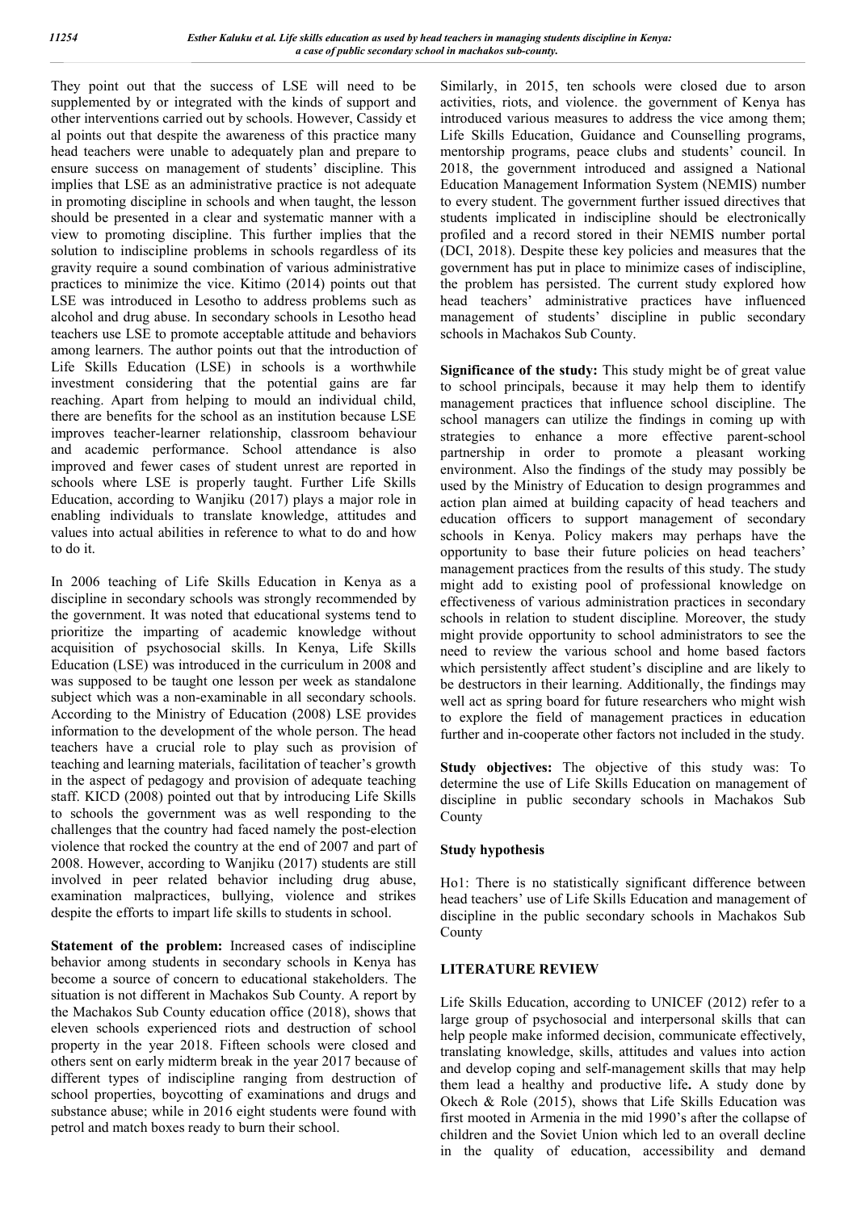They point out that the success of LSE will need to be supplemented by or integrated with the kinds of support and other interventions carried out by schools. However, Cassidy et al points out that despite the awareness of this practice many head teachers were unable to adequately plan and prepare to ensure success on management of students' discipline. This implies that LSE as an administrative practice is not adequate in promoting discipline in schools and when taught, the lesson should be presented in a clear and systematic manner with a view to promoting discipline. This further implies that the solution to indiscipline problems in schools regardless of its gravity require a sound combination of various administrative practices to minimize the vice. Kitimo (2014) points out that LSE was introduced in Lesotho to address problems such as alcohol and drug abuse. In secondary schools in Lesotho head teachers use LSE to promote acceptable attitude and behaviors among learners. The author points out that the introduction of Life Skills Education (LSE) in schools is a worthwhile investment considering that the potential gains are far reaching. Apart from helping to mould an individual child, there are benefits for the school as an institution because LSE improves teacher-learner relationship, classroom behaviour and academic performance. School attendance is also improved and fewer cases of student unrest are reported in schools where LSE is properly taught. Further Life Skills Education, according to Wanjiku (2017) plays a major role in enabling individuals to translate knowledge, attitudes and values into actual abilities in reference to what to do and how to do it.

In 2006 teaching of Life Skills Education in Kenya as a discipline in secondary schools was strongly recommended by the government. It was noted that educational systems tend to prioritize the imparting of academic knowledge without acquisition of psychosocial skills. In Kenya, Life Skills Education (LSE) was introduced in the curriculum in 2008 and was supposed to be taught one lesson per week as standalone subject which was a non-examinable in all secondary schools. According to the Ministry of Education (2008) LSE provides information to the development of the whole person. The head teachers have a crucial role to play such as provision of teaching and learning materials, facilitation of teacher's growth in the aspect of pedagogy and provision of adequate teaching staff. KICD (2008) pointed out that by introducing Life Skills to schools the government was as well responding to the challenges that the country had faced namely the post-election violence that rocked the country at the end of 2007 and part of 2008. However, according to Wanjiku (2017) students are still involved in peer related behavior including drug abuse, examination malpractices, bullying, violence and strikes despite the efforts to impart life skills to students in school.

**Statement of the problem:** Increased cases of indiscipline behavior among students in secondary schools in Kenya has become a source of concern to educational stakeholders. The situation is not different in Machakos Sub County. A report by the Machakos Sub County education office (2018), shows that eleven schools experienced riots and destruction of school property in the year 2018. Fifteen schools were closed and others sent on early midterm break in the year 2017 because of different types of indiscipline ranging from destruction of school properties, boycotting of examinations and drugs and substance abuse; while in 2016 eight students were found with petrol and match boxes ready to burn their school. Similarly, in 2015, ten schools were closed due to arson activities, riots, and violence. the government of Kenya has introduced various measures to address the vice among them; Life Skills Education, Guidance and Counselling programs, mentorship programs, peace clubs and students' council. In 2018, the government introduced and assigned a National Education Management Information System (NEMIS) number to every student. The government further issued directives that students implicated in indiscipline should be electronically profiled and a record stored in their NEMIS number portal (DCI, 2018). Despite these key policies and measures that the government has put in place to minimize cases of indiscipline, the problem has persisted. The current study explored how head teachers' administrative practices have influenced management of students' discipline in public secondary schools in Machakos Sub County.

**Significance of the study:** This study might be of great value to school principals, because it may help them to identify management practices that influence school discipline. The school managers can utilize the findings in coming up with strategies to enhance a more effective parent-school partnership in order to promote a pleasant working environment. Also the findings of the study may possibly be used by the Ministry of Education to design programmes and action plan aimed at building capacity of head teachers and education officers to support management of secondary schools in Kenya. Policy makers may perhaps have the opportunity to base their future policies on head teachers' management practices from the results of this study. The study might add to existing pool of professional knowledge on effectiveness of various administration practices in secondary schools in relation to student discipline*.* Moreover, the study might provide opportunity to school administrators to see the need to review the various school and home based factors which persistently affect student's discipline and are likely to be destructors in their learning. Additionally, the findings may well act as spring board for future researchers who might wish to explore the field of management practices in education further and in-cooperate other factors not included in the study.

**Study objectives:** The objective of this study was: To determine the use of Life Skills Education on management of discipline in public secondary schools in Machakos Sub County

### Study hypothesis

Ho1: There is no statistically significant difference between head teachers' use of Life Skills Education and management of discipline in the public secondary schools in Machakos Sub County

## LITERATURE REVIEW

Life Skills Education, according to UNICEF (2012) refer to a large group of psychosocial and interpersonal skills that can help people make informed decision, communicate effectively, translating knowledge, skills, attitudes and values into action and develop coping and self-management skills that may help them lead a healthy and productive life**.** A study done by Okech & Role (2015), shows that Life Skills Education was first mooted in Armenia in the mid 1990's after the collapse of children and the Soviet Union which led to an overall decline in the quality of education, accessibility and demand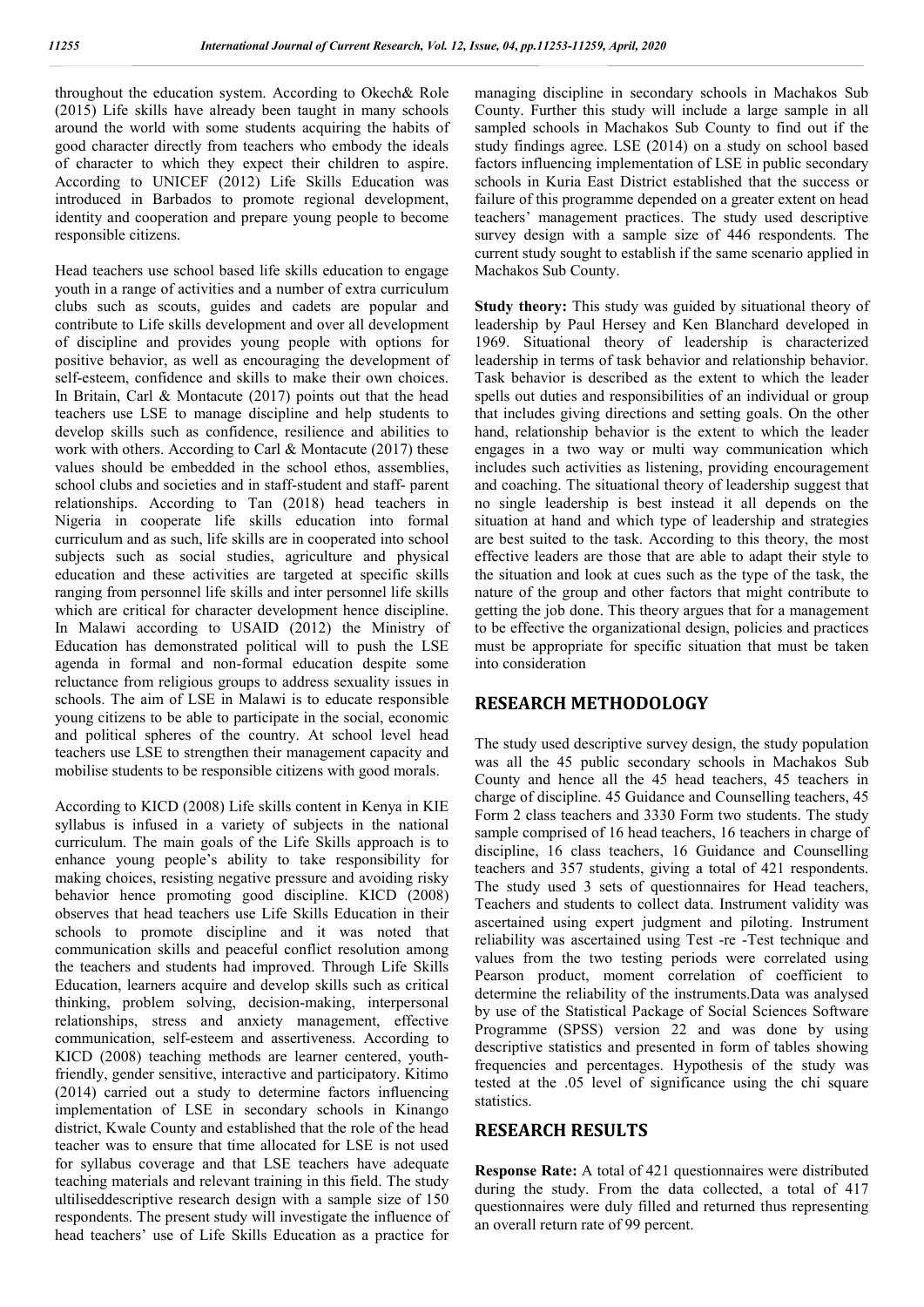throughout the education system. According to Okech& Role (2015) Life skills have already been taught in many schools around the world with some students acquiring the habits of good character directly from teachers who embody the ideals of character to which they expect their children to aspire. According to UNICEF (2012) Life Skills Education was introduced in Barbados to promote regional development, identity and cooperation and prepare young people to become responsible citizens.

Head teachers use school based life skills education to engage youth in a range of activities and a number of extra curriculum clubs such as scouts, guides and cadets are popular and contribute to Life skills development and over all development of discipline and provides young people with options for positive behavior, as well as encouraging the development of self-esteem, confidence and skills to make their own choices. In Britain, Carl & Montacute (2017) points out that the head teachers use LSE to manage discipline and help students to develop skills such as confidence, resilience and abilities to work with others. According to Carl & Montacute (2017) these values should be embedded in the school ethos, assemblies, school clubs and societies and in staff-student and staff- parent relationships. According to Tan (2018) head teachers in Nigeria in cooperate life skills education into formal curriculum and as such, life skills are in cooperated into school subjects such as social studies, agriculture and physical education and these activities are targeted at specific skills ranging from personnel life skills and inter personnel life skills which are critical for character development hence discipline. In Malawi according to USAID (2012) the Ministry of Education has demonstrated political will to push the LSE agenda in formal and non-formal education despite some reluctance from religious groups to address sexuality issues in schools. The aim of LSE in Malawi is to educate responsible young citizens to be able to participate in the social, economic and political spheres of the country. At school level head teachers use LSE to strengthen their management capacity and mobilise students to be responsible citizens with good morals.

According to KICD (2008) Life skills content in Kenya in KIE syllabus is infused in a variety of subjects in the national curriculum. The main goals of the Life Skills approach is to enhance young people's ability to take responsibility for making choices, resisting negative pressure and avoiding risky behavior hence promoting good discipline. KICD (2008) observes that head teachers use Life Skills Education in their schools to promote discipline and it was noted that communication skills and peaceful conflict resolution among the teachers and students had improved. Through Life Skills Education, learners acquire and develop skills such as critical thinking, problem solving, decision-making, interpersonal relationships, stress and anxiety management, effective communication, self-esteem and assertiveness. According to KICD (2008) teaching methods are learner centered, youth-friendly, gender sensitive, interactive and participatory. Kitimo (2014) carried out a study to determine factors influencing implementation of LSE in secondary schools in Kinango district, Kwale County and established that the role of the head teacher was to ensure that time allocated for LSE is not used for syllabus coverage and that LSE teachers have adequate teaching materials and relevant training in this field. The study ultiliseddescriptive research design with a sample size of 150 respondents. The present study will investigate the influence of head teachers' use of Life Skills Education as a practice for managing discipline in secondary schools in Machakos Sub County. Further this study will include a large sample in all sampled schools in Machakos Sub County to find out if the study findings agree. LSE (2014) on a study on school based factors influencing implementation of LSE in public secondary schools in Kuria East District established that the success or failure of this programme depended on a greater extent on head teachers' management practices. The study used descriptive survey design with a sample size of 446 respondents. The current study sought to establish if the same scenario applied in Machakos Sub County.

**Study theory:** This study was guided by situational theory of leadership by Paul Hersey and Ken Blanchard developed in 1969. Situational theory of leadership is characterized leadership in terms of task behavior and relationship behavior. Task behavior is described as the extent to which the leader spells out duties and responsibilities of an individual or group that includes giving directions and setting goals. On the other hand, relationship behavior is the extent to which the leader engages in a two way or multi way communication which includes such activities as listening, providing encouragement and coaching. The situational theory of leadership suggest that no single leadership is best instead it all depends on the situation at hand and which type of leadership and strategies are best suited to the task. According to this theory, the most effective leaders are those that are able to adapt their style to the situation and look at cues such as the type of the task, the nature of the group and other factors that might contribute to getting the job done. This theory argues that for a management to be effective the organizational design, policies and practices must be appropriate for specific situation that must be taken into consideration

## RESEARCH METHODOLOGY

The study used descriptive survey design, the study population was all the 45 public secondary schools in Machakos Sub County and hence all the 45 head teachers, 45 teachers in charge of discipline. 45 Guidance and Counselling teachers, 45 Form 2 class teachers and 3330 Form two students. The study sample comprised of 16 head teachers, 16 teachers in charge of discipline, 16 class teachers, 16 Guidance and Counselling teachers and 357 students, giving a total of 421 respondents. The study used 3 sets of questionnaires for Head teachers, Teachers and students to collect data. Instrument validity was ascertained using expert judgment and piloting. Instrument reliability was ascertained using Test -re -Test technique and values from the two testing periods were correlated using Pearson product, moment correlation of coefficient to determine the reliability of the instruments.Data was analysed by use of the Statistical Package of Social Sciences Software Programme (SPSS) version 22 and was done by using descriptive statistics and presented in form of tables showing frequencies and percentages. Hypothesis of the study was tested at the .05 level of significance using the chi square statistics.

## RESEARCH RESULTS

**Response Rate:** A total of 421 questionnaires were distributed during the study. From the data collected, a total of 417 questionnaires were duly filled and returned thus representing an overall return rate of 99 percent.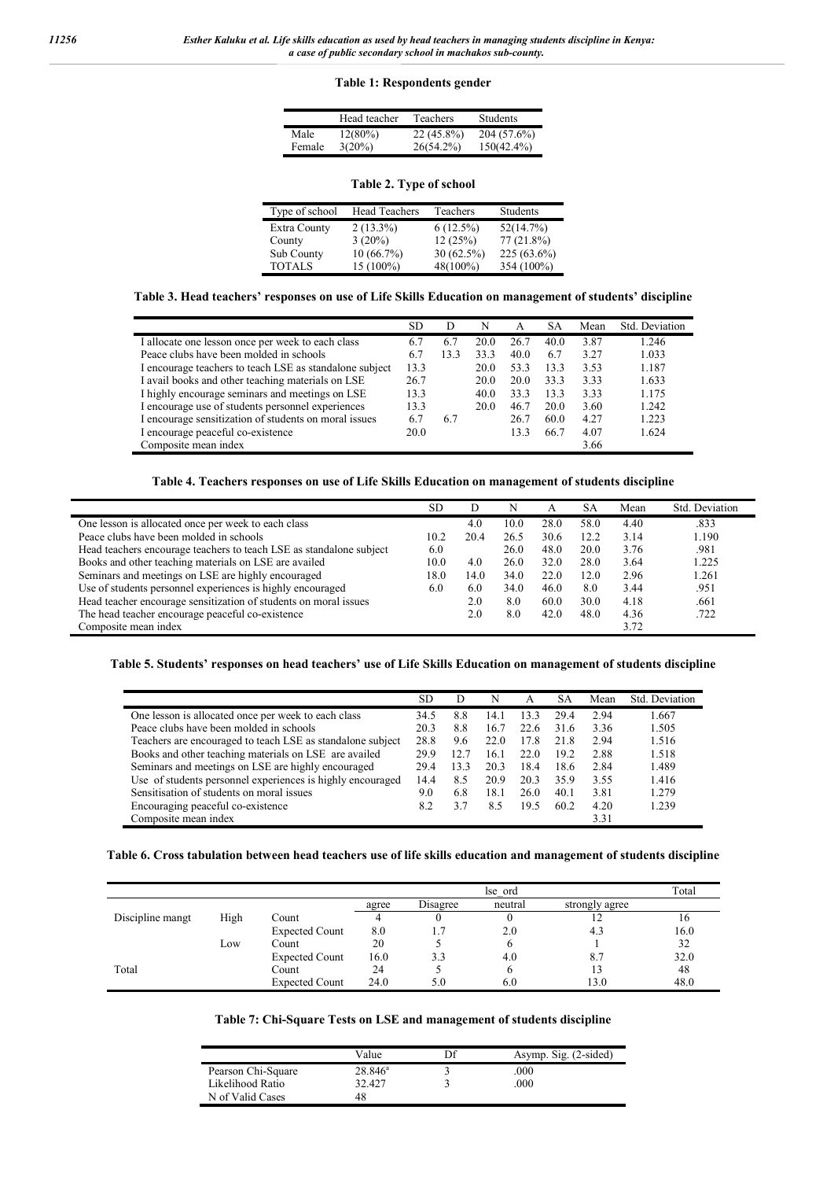**Table 1: Respondents gender**

| | Head teacher | Teachers | Students |
|---|---|---|---|
| Male | 12(80%) | 22 (45.8%) | 204 (57.6%) |
| Female | 3(20%) | 26(54.2%) | 150(42.4%) |

**Table 2. Type of school**

| Type of school | Head Teachers | Teachers | Students |
|---|---|---|---|
| Extra County | 2 (13.3%) | 6 (12.5%) | 52(14.7%) |
| County | 3 (20%) | 12 (25%) | 77 (21.8%) |
| Sub County | 10 (66.7%) | 30 (62.5%) | 225 (63.6%) |
| TOTALS | 15 (100%) | 48(100%) | 354 (100%) |

**Table 3. Head teachers' responses on use of Life Skills Education on management of students' discipline**

| | SD | D | N | A | SA | Mean | Std. Deviation |
|---|---|---|---|---|---|---|---|
| I allocate one lesson once per week to each class | 6.7 | 6.7 | 20.0 | 26.7 | 40.0 | 3.87 | 1.246 |
| Peace clubs have been molded in schools | 6.7 | 13.3 | 33.3 | 40.0 | 6.7 | 3.27 | 1.033 |
| I encourage teachers to teach LSE as standalone subject | 13.3 | | 20.0 | 53.3 | 13.3 | 3.53 | 1.187 |
| I avail books and other teaching materials on LSE | 26.7 | | 20.0 | 20.0 | 33.3 | 3.33 | 1.633 |
| I highly encourage seminars and meetings on LSE | 13.3 | | 40.0 | 33.3 | 13.3 | 3.33 | 1.175 |
| I encourage use of students personnel experiences | 13.3 | | 20.0 | 46.7 | 20.0 | 3.60 | 1.242 |
| I encourage sensitization of students on moral issues | 6.7 | 6.7 | | 26.7 | 60.0 | 4.27 | 1.223 |
| I encourage peaceful co-existence | 20.0 | | | 13.3 | 66.7 | 4.07 | 1.624 |
| Composite mean index | | | | | | 3.66 | |

**Table 4. Teachers responses on use of Life Skills Education on management of students discipline**

| | SD | D | N | A | SA | Mean | Std. Deviation |
|---|---|---|---|---|---|---|---|
| One lesson is allocated once per week to each class | | 4.0 | 10.0 | 28.0 | 58.0 | 4.40 | .833 |
| Peace clubs have been molded in schools | 10.2 | 20.4 | 26.5 | 30.6 | 12.2 | 3.14 | 1.190 |
| Head teachers encourage teachers to teach LSE as standalone subject | 6.0 | | 26.0 | 48.0 | 20.0 | 3.76 | .981 |
| Books and other teaching materials on LSE are availed | 10.0 | 4.0 | 26.0 | 32.0 | 28.0 | 3.64 | 1.225 |
| Seminars and meetings on LSE are highly encouraged | 18.0 | 14.0 | 34.0 | 22.0 | 12.0 | 2.96 | 1.261 |
| Use of students personnel experiences is highly encouraged | 6.0 | 6.0 | 34.0 | 46.0 | 8.0 | 3.44 | .951 |
| Head teacher encourage sensitization of students on moral issues | | 2.0 | 8.0 | 60.0 | 30.0 | 4.18 | .661 |
| The head teacher encourage peaceful co-existence | | 2.0 | 8.0 | 42.0 | 48.0 | 4.36 | .722 |
| Composite mean index | | | | | | 3.72 | |

**Table 5. Students' responses on head teachers' use of Life Skills Education on management of students discipline**

| | SD | D | N | A | SA | Mean | Std. Deviation |
|---|---|---|---|---|---|---|---|
| One lesson is allocated once per week to each class | 34.5 | 8.8 | 14.1 | 13.3 | 29.4 | 2.94 | 1.667 |
| Peace clubs have been molded in schools | 20.3 | 8.8 | 16.7 | 22.6 | 31.6 | 3.36 | 1.505 |
| Teachers are encouraged to teach LSE as standalone subject | 28.8 | 9.6 | 22.0 | 17.8 | 21.8 | 2.94 | 1.516 |
| Books and other teaching materials on LSE are availed | 29.9 | 12.7 | 16.1 | 22.0 | 19.2 | 2.88 | 1.518 |
| Seminars and meetings on LSE are highly encouraged | 29.4 | 13.3 | 20.3 | 18.4 | 18.6 | 2.84 | 1.489 |
| Use of students personnel experiences is highly encouraged | 14.4 | 8.5 | 20.9 | 20.3 | 35.9 | 3.55 | 1.416 |
| Sensitisation of students on moral issues | 9.0 | 6.8 | 18.1 | 26.0 | 40.1 | 3.81 | 1.279 |
| Encouraging peaceful co-existence | 8.2 | 3.7 | 8.5 | 19.5 | 60.2 | 4.20 | 1.239 |
| Composite mean index | | | | | | 3.31 | |

**Table 6. Cross tabulation between head teachers use of life skills education and management of students discipline**

| | | | lse_ord | | | | Total |
|---|---|---|---|---|---|---|---|
| | | | agree | Disagree | neutral | strongly agree | |
| Discipline mangt | High | Count | 4 | 0 | 0 | 12 | 16 |
| | | Expected Count | 8.0 | 1.7 | 2.0 | 4.3 | 16.0 |
| | Low | Count | 20 | 5 | 6 | 1 | 32 |
| | | Expected Count | 16.0 | 3.3 | 4.0 | 8.7 | 32.0 |
| Total | | Count | 24 | 5 | 6 | 13 | 48 |
| | | Expected Count | 24.0 | 5.0 | 6.0 | 13.0 | 48.0 |

**Table 7: Chi-Square Tests on LSE and management of students discipline**

| | Value | Df | Asymp. Sig. (2-sided) |
|---|---|---|---|
| Pearson Chi-Square | 28.846[a] | 3 | .000 |
| Likelihood Ratio | 32.427 | 3 | .000 |
| N of Valid Cases | 48 | | |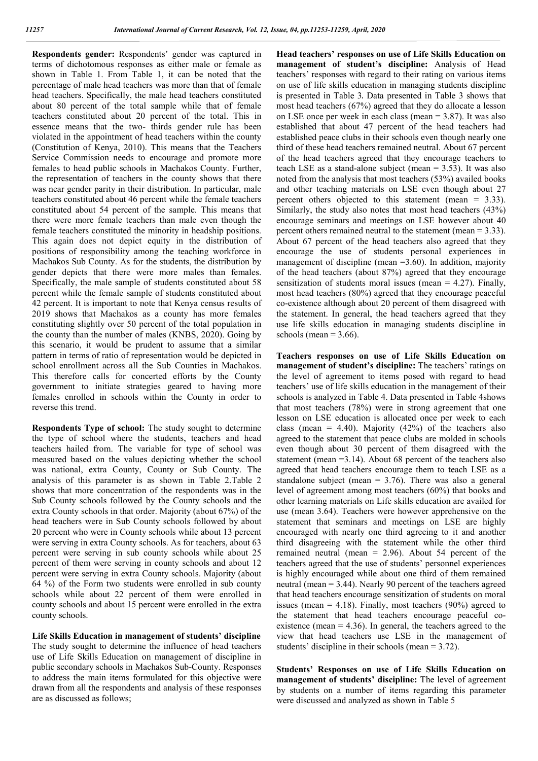**Respondents gender:** Respondents' gender was captured in terms of dichotomous responses as either male or female as shown in Table 1. From Table 1, it can be noted that the percentage of male head teachers was more than that of female head teachers. Specifically, the male head teachers constituted about 80 percent of the total sample while that of female teachers constituted about 20 percent of the total. This in essence means that the two- thirds gender rule has been violated in the appointment of head teachers within the county (Constitution of Kenya, 2010). This means that the Teachers Service Commission needs to encourage and promote more females to head public schools in Machakos County. Further, the representation of teachers in the county shows that there was near gender parity in their distribution. In particular, male teachers constituted about 46 percent while the female teachers constituted about 54 percent of the sample. This means that there were more female teachers than male even though the female teachers constituted the minority in headship positions. This again does not depict equity in the distribution of positions of responsibility among the teaching workforce in Machakos Sub County. As for the students, the distribution by gender depicts that there were more males than females. Specifically, the male sample of students constituted about 58 percent while the female sample of students constituted about 42 percent. It is important to note that Kenya census results of 2019 shows that Machakos as a county has more females constituting slightly over 50 percent of the total population in the county than the number of males (KNBS, 2020). Going by this scenario, it would be prudent to assume that a similar pattern in terms of ratio of representation would be depicted in school enrollment across all the Sub Counties in Machakos. This therefore calls for concerted efforts by the County government to initiate strategies geared to having more females enrolled in schools within the County in order to reverse this trend.

**Respondents Type of school:** The study sought to determine the type of school where the students, teachers and head teachers hailed from. The variable for type of school was measured based on the values depicting whether the school was national, extra County, County or Sub County. The analysis of this parameter is as shown in Table 2.Table 2 shows that more concentration of the respondents was in the Sub County schools followed by the County schools and the extra County schools in that order. Majority (about 67%) of the head teachers were in Sub County schools followed by about 20 percent who were in County schools while about 13 percent were serving in extra County schools. As for teachers, about 63 percent were serving in sub county schools while about 25 percent of them were serving in county schools and about 12 percent were serving in extra County schools. Majority (about 64 %) of the Form two students were enrolled in sub county schools while about 22 percent of them were enrolled in county schools and about 15 percent were enrolled in the extra county schools.

**Life Skills Education in management of students' discipline**
The study sought to determine the influence of head teachers use of Life Skills Education on management of discipline in public secondary schools in Machakos Sub-County. Responses to address the main items formulated for this objective were drawn from all the respondents and analysis of these responses are as discussed as follows;

**Head teachers' responses on use of Life Skills Education on management of student's discipline:** Analysis of Head teachers' responses with regard to their rating on various items on use of life skills education in managing students discipline is presented in Table 3. Data presented in Table 3 shows that most head teachers (67%) agreed that they do allocate a lesson on LSE once per week in each class (mean = 3.87). It was also established that about 47 percent of the head teachers had established peace clubs in their schools even though nearly one third of these head teachers remained neutral. About 67 percent of the head teachers agreed that they encourage teachers to teach LSE as a stand-alone subject (mean = 3.53). It was also noted from the analysis that most teachers (53%) availed books and other teaching materials on LSE even though about 27 percent others objected to this statement (mean = 3.33). Similarly, the study also notes that most head teachers (43%) encourage seminars and meetings on LSE however about 40 percent others remained neutral to the statement (mean = 3.33). About 67 percent of the head teachers also agreed that they encourage the use of students personal experiences in management of discipline (mean =3.60). In addition, majority of the head teachers (about 87%) agreed that they encourage sensitization of students moral issues (mean = 4.27). Finally, most head teachers (80%) agreed that they encourage peaceful co-existence although about 20 percent of them disagreed with the statement. In general, the head teachers agreed that they use life skills education in managing students discipline in schools (mean = 3.66).

**Teachers responses on use of Life Skills Education on management of student's discipline:** The teachers' ratings on the level of agreement to items posed with regard to head teachers' use of life skills education in the management of their schools is analyzed in Table 4. Data presented in Table 4shows that most teachers (78%) were in strong agreement that one lesson on LSE education is allocated once per week to each class (mean = 4.40). Majority (42%) of the teachers also agreed to the statement that peace clubs are molded in schools even though about 30 percent of them disagreed with the statement (mean =3.14). About 68 percent of the teachers also agreed that head teachers encourage them to teach LSE as a standalone subject (mean = 3.76). There was also a general level of agreement among most teachers (60%) that books and other learning materials on Life skills education are availed for use (mean 3.64). Teachers were however apprehensive on the statement that seminars and meetings on LSE are highly encouraged with nearly one third agreeing to it and another third disagreeing with the statement while the other third remained neutral (mean = 2.96). About 54 percent of the teachers agreed that the use of students' personnel experiences is highly encouraged while about one third of them remained neutral (mean = 3.44). Nearly 90 percent of the teachers agreed that head teachers encourage sensitization of students on moral issues (mean = 4.18). Finally, most teachers (90%) agreed to the statement that head teachers encourage peaceful co-existence (mean = 4.36). In general, the teachers agreed to the view that head teachers use LSE in the management of students' discipline in their schools (mean = 3.72).

**Students' Responses on use of Life Skills Education on management of students' discipline:** The level of agreement by students on a number of items regarding this parameter were discussed and analyzed as shown in Table 5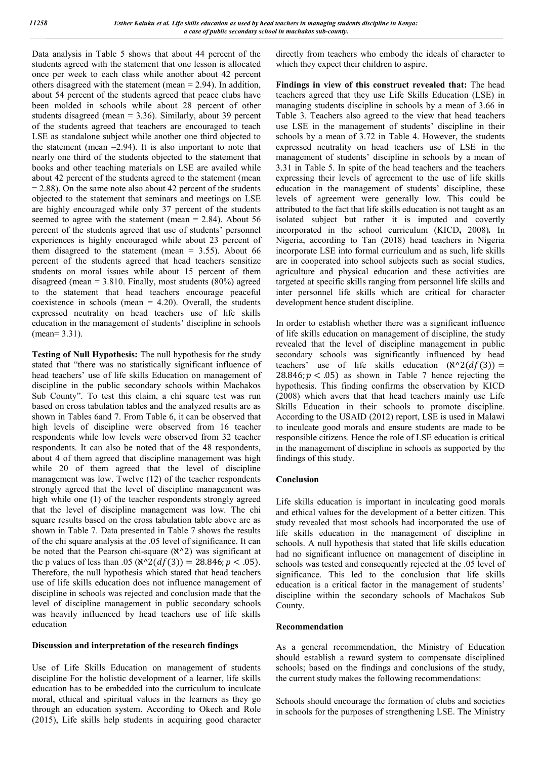Data analysis in Table 5 shows that about 44 percent of the students agreed with the statement that one lesson is allocated once per week to each class while another about 42 percent others disagreed with the statement (mean = 2.94). In addition, about 54 percent of the students agreed that peace clubs have been molded in schools while about 28 percent of other students disagreed (mean = 3.36). Similarly, about 39 percent of the students agreed that teachers are encouraged to teach LSE as standalone subject while another one third objected to the statement (mean =2.94). It is also important to note that nearly one third of the students objected to the statement that books and other teaching materials on LSE are availed while about 42 percent of the students agreed to the statement (mean = 2.88). On the same note also about 42 percent of the students objected to the statement that seminars and meetings on LSE are highly encouraged while only 37 percent of the students seemed to agree with the statement (mean = 2.84). About 56 percent of the students agreed that use of students' personnel experiences is highly encouraged while about 23 percent of them disagreed to the statement (mean = 3.55). About 66 percent of the students agreed that head teachers sensitize students on moral issues while about 15 percent of them disagreed (mean = 3.810. Finally, most students (80%) agreed to the statement that head teachers encourage peaceful coexistence in schools (mean = 4.20). Overall, the students expressed neutrality on head teachers use of life skills education in the management of students' discipline in schools (mean= 3.31).

**Testing of Null Hypothesis:** The null hypothesis for the study stated that "there was no statistically significant influence of head teachers' use of life skills Education on management of discipline in the public secondary schools within Machakos Sub County". To test this claim, a chi square test was run based on cross tabulation tables and the analyzed results are as shown in Tables 6and 7. From Table 6, it can be observed that high levels of discipline were observed from 16 teacher respondents while low levels were observed from 32 teacher respondents. It can also be noted that of the 48 respondents, about 4 of them agreed that discipline management was high while 20 of them agreed that the level of discipline management was low. Twelve (12) of the teacher respondents strongly agreed that the level of discipline management was high while one (1) of the teacher respondents strongly agreed that the level of discipline management was low. The chi square results based on the cross tabulation table above are as shown in Table 7. Data presented in Table 7 shows the results of the chi square analysis at the .05 level of significance. It can be noted that the Pearson chi-square ($\aleph^2$) was significant at the p values of less than .05 ($\aleph^2(df(3)) = 28.846; p < .05$). Therefore, the null hypothesis which stated that head teachers use of life skills education does not influence management of discipline in schools was rejected and conclusion made that the level of discipline management in public secondary schools was heavily influenced by head teachers use of life skills education

**Discussion and interpretation of the research findings**

Use of Life Skills Education on management of students discipline For the holistic development of a learner, life skills education has to be embedded into the curriculum to inculcate moral, ethical and spiritual values in the learners as they go through an education system. According to Okech and Role (2015), Life skills help students in acquiring good character directly from teachers who embody the ideals of character to which they expect their children to aspire.

**Findings in view of this construct revealed that:** The head teachers agreed that they use Life Skills Education (LSE) in managing students discipline in schools by a mean of 3.66 in Table 3. Teachers also agreed to the view that head teachers use LSE in the management of students' discipline in their schools by a mean of 3.72 in Table 4. However, the students expressed neutrality on head teachers use of LSE in the management of students' discipline in schools by a mean of 3.31 in Table 5. In spite of the head teachers and the teachers expressing their levels of agreement to the use of life skills education in the management of students' discipline, these levels of agreement were generally low. This could be attributed to the fact that life skills education is not taught as an isolated subject but rather it is imputed and covertly incorporated in the school curriculum (KICD**,** 2008)**.** In Nigeria, according to Tan (2018) head teachers in Nigeria incorporate LSE into formal curriculum and as such, life skills are in cooperated into school subjects such as social studies, agriculture and physical education and these activities are targeted at specific skills ranging from personnel life skills and inter personnel life skills which are critical for character development hence student discipline.

In order to establish whether there was a significant influence of life skills education on management of discipline, the study revealed that the level of discipline management in public secondary schools was significantly influenced by head teachers' use of life skills education ($\aleph^2(df(3)) = 28.846; p < .05$) as shown in Table 7 hence rejecting the hypothesis. This finding confirms the observation by KICD (2008) which avers that that head teachers mainly use Life Skills Education in their schools to promote discipline. According to the USAID (2012) report, LSE is used in Malawi to inculcate good morals and ensure students are made to be responsible citizens. Hence the role of LSE education is critical in the management of discipline in schools as supported by the findings of this study.

## Conclusion

Life skills education is important in inculcating good morals and ethical values for the development of a better citizen. This study revealed that most schools had incorporated the use of life skills education in the management of discipline in schools. A null hypothesis that stated that life skills education had no significant influence on management of discipline in schools was tested and consequently rejected at the .05 level of significance. This led to the conclusion that life skills education is a critical factor in the management of students' discipline within the secondary schools of Machakos Sub County.

## Recommendation

As a general recommendation, the Ministry of Education should establish a reward system to compensate disciplined schools; based on the findings and conclusions of the study, the current study makes the following recommendations:

Schools should encourage the formation of clubs and societies in schools for the purposes of strengthening LSE. The Ministry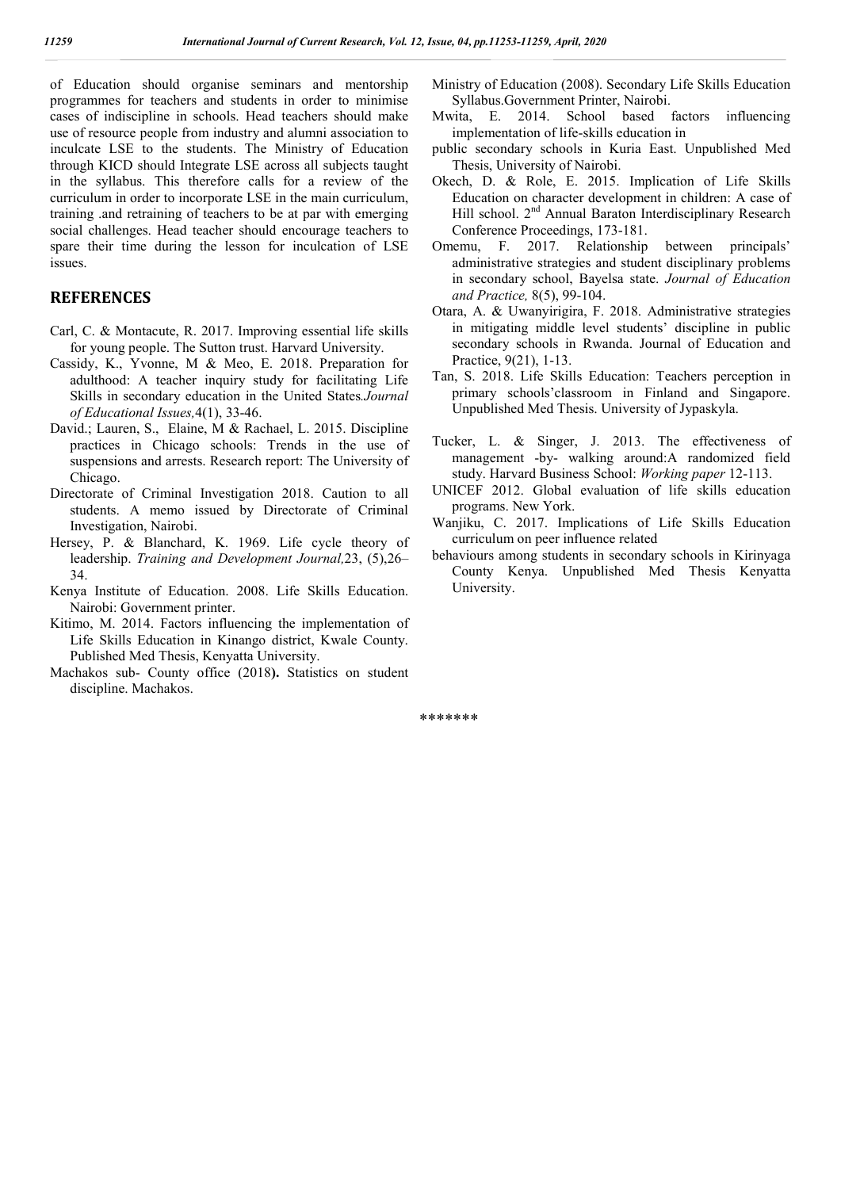of Education should organise seminars and mentorship programmes for teachers and students in order to minimise cases of indiscipline in schools. Head teachers should make use of resource people from industry and alumni association to inculcate LSE to the students. The Ministry of Education through KICD should Integrate LSE across all subjects taught in the syllabus. This therefore calls for a review of the curriculum in order to incorporate LSE in the main curriculum, training .and retraining of teachers to be at par with emerging social challenges. Head teacher should encourage teachers to spare their time during the lesson for inculcation of LSE issues.

## REFERENCES

Carl, C. & Montacute, R. 2017. Improving essential life skills for young people. The Sutton trust. Harvard University.

Cassidy, K., Yvonne, M & Meo, E. 2018. Preparation for adulthood: A teacher inquiry study for facilitating Life Skills in secondary education in the United States.*Journal of Educational Issues,*4(1), 33-46.

David.; Lauren, S., Elaine, M & Rachael, L. 2015. Discipline practices in Chicago schools: Trends in the use of suspensions and arrests. Research report: The University of Chicago.

Directorate of Criminal Investigation 2018. Caution to all students. A memo issued by Directorate of Criminal Investigation, Nairobi.

Hersey, P. & Blanchard, K. 1969. Life cycle theory of leadership. *Training and Development Journal,*23, (5),26–34.

Kenya Institute of Education. 2008. Life Skills Education. Nairobi: Government printer.

Kitimo, M. 2014. Factors influencing the implementation of Life Skills Education in Kinango district, Kwale County. Published Med Thesis, Kenyatta University.

Machakos sub- County office (2018**).** Statistics on student discipline. Machakos.

Ministry of Education (2008). Secondary Life Skills Education Syllabus.Government Printer, Nairobi.

Mwita, E. 2014. School based factors influencing implementation of life-skills education in public secondary schools in Kuria East. Unpublished Med Thesis, University of Nairobi.

Okech, D. & Role, E. 2015. Implication of Life Skills Education on character development in children: A case of Hill school. 2nd Annual Baraton Interdisciplinary Research Conference Proceedings, 173-181.

Omemu, F. 2017. Relationship between principals' administrative strategies and student disciplinary problems in secondary school, Bayelsa state. *Journal of Education and Practice,* 8(5), 99-104.

Otara, A. & Uwanyirigira, F. 2018. Administrative strategies in mitigating middle level students' discipline in public secondary schools in Rwanda. Journal of Education and Practice, 9(21), 1-13.

Tan, S. 2018. Life Skills Education: Teachers perception in primary schools'classroom in Finland and Singapore. Unpublished Med Thesis. University of Jypaskyla.

Tucker, L. & Singer, J. 2013. The effectiveness of management -by- walking around:A randomized field study. Harvard Business School: *Working paper* 12-113.

UNICEF 2012. Global evaluation of life skills education programs. New York.

Wanjiku, C. 2017. Implications of Life Skills Education curriculum on peer influence related behaviours among students in secondary schools in Kirinyaga County Kenya. Unpublished Med Thesis Kenyatta University.

\*\*\*\*\*\*\*